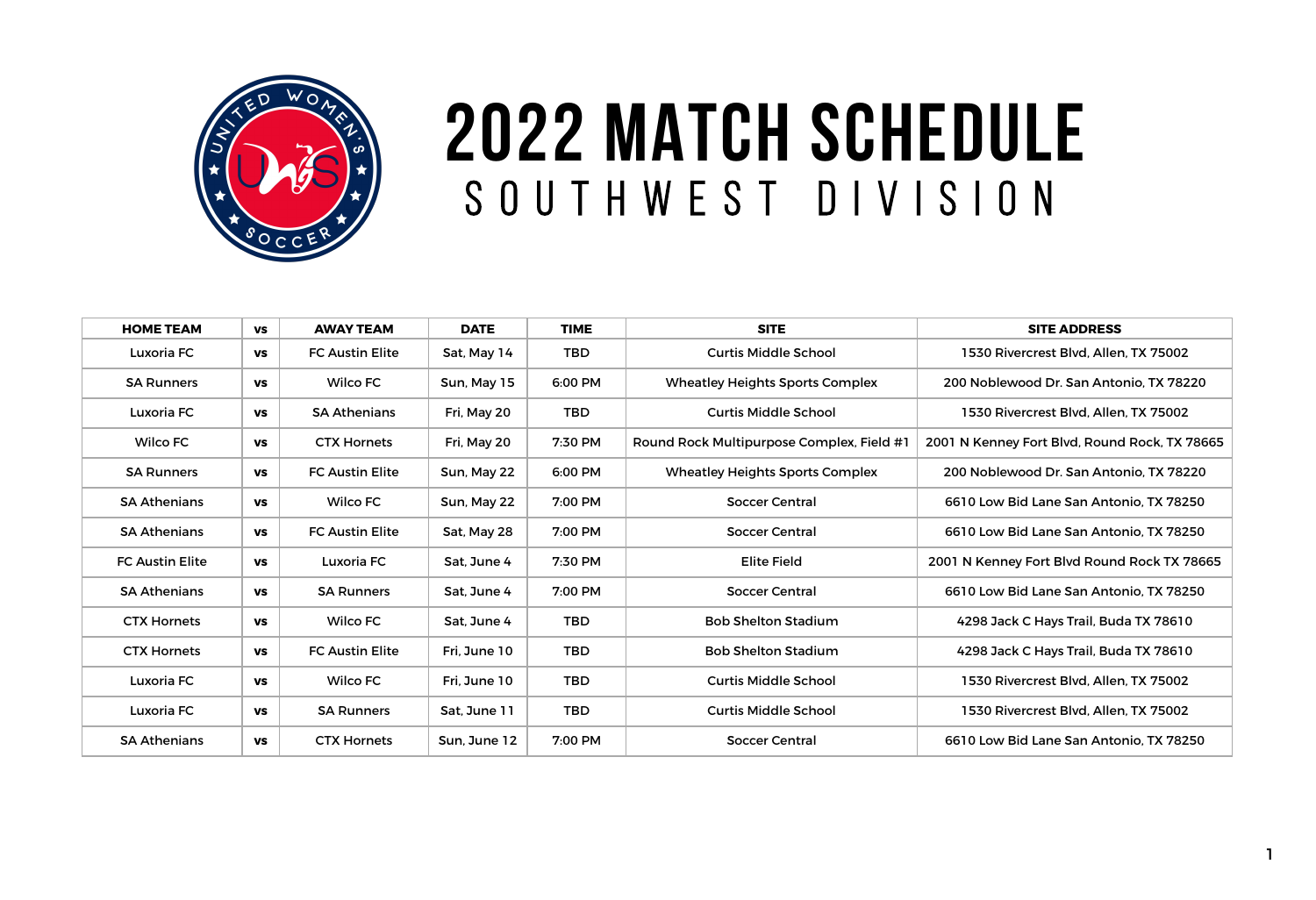# 2022 MATCH SCHEDULE

## SOUTHWEST DIVISION

| HOME TEAM | vs | AWAY TEAM | DATE | TIME | SITE | SITE ADDRESS |
|---|---|---|---|---|---|---|
| Luxoria FC | vs | FC Austin Elite | Sat, May 14 | TBD | Curtis Middle School | 1530 Rivercrest Blvd, Allen, TX 75002 |
| SA Runners | vs | Wilco FC | Sun, May 15 | 6:00 PM | Wheatley Heights Sports Complex | 200 Noblewood Dr. San Antonio, TX 78220 |
| Luxoria FC | vs | SA Athenians | Fri, May 20 | TBD | Curtis Middle School | 1530 Rivercrest Blvd, Allen, TX 75002 |
| Wilco FC | vs | CTX Hornets | Fri, May 20 | 7:30 PM | Round Rock Multipurpose Complex, Field #1 | 2001 N Kenney Fort Blvd, Round Rock, TX 78665 |
| SA Runners | vs | FC Austin Elite | Sun, May 22 | 6:00 PM | Wheatley Heights Sports Complex | 200 Noblewood Dr. San Antonio, TX 78220 |
| SA Athenians | vs | Wilco FC | Sun, May 22 | 7:00 PM | Soccer Central | 6610 Low Bid Lane San Antonio, TX 78250 |
| SA Athenians | vs | FC Austin Elite | Sat, May 28 | 7:00 PM | Soccer Central | 6610 Low Bid Lane San Antonio, TX 78250 |
| FC Austin Elite | vs | Luxoria FC | Sat, June 4 | 7:30 PM | Elite Field | 2001 N Kenney Fort Blvd Round Rock TX 78665 |
| SA Athenians | vs | SA Runners | Sat, June 4 | 7:00 PM | Soccer Central | 6610 Low Bid Lane San Antonio, TX 78250 |
| CTX Hornets | vs | Wilco FC | Sat, June 4 | TBD | Bob Shelton Stadium | 4298 Jack C Hays Trail, Buda TX 78610 |
| CTX Hornets | vs | FC Austin Elite | Fri, June 10 | TBD | Bob Shelton Stadium | 4298 Jack C Hays Trail, Buda TX 78610 |
| Luxoria FC | vs | Wilco FC | Fri, June 10 | TBD | Curtis Middle School | 1530 Rivercrest Blvd, Allen, TX 75002 |
| Luxoria FC | vs | SA Runners | Sat, June 11 | TBD | Curtis Middle School | 1530 Rivercrest Blvd, Allen, TX 75002 |
| SA Athenians | vs | CTX Hornets | Sun, June 12 | 7:00 PM | Soccer Central | 6610 Low Bid Lane San Antonio, TX 78250 |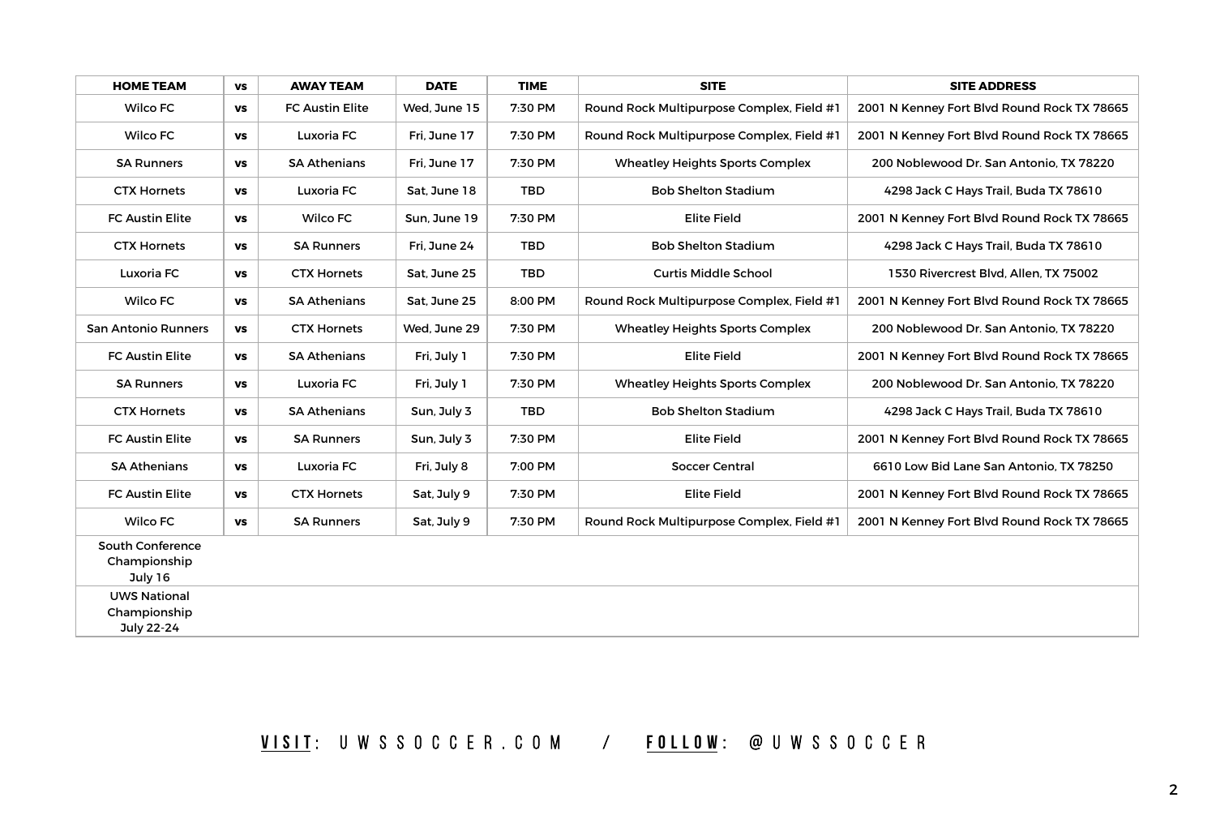| HOME TEAM | vs | AWAY TEAM | DATE | TIME | SITE | SITE ADDRESS |
|---|---|---|---|---|---|---|
| Wilco FC | vs | FC Austin Elite | Wed, June 15 | 7:30 PM | Round Rock Multipurpose Complex, Field #1 | 2001 N Kenney Fort Blvd Round Rock TX 78665 |
| Wilco FC | vs | Luxoria FC | Fri, June 17 | 7:30 PM | Round Rock Multipurpose Complex, Field #1 | 2001 N Kenney Fort Blvd Round Rock TX 78665 |
| SA Runners | vs | SA Athenians | Fri, June 17 | 7:30 PM | Wheatley Heights Sports Complex | 200 Noblewood Dr. San Antonio, TX 78220 |
| CTX Hornets | vs | Luxoria FC | Sat, June 18 | TBD | Bob Shelton Stadium | 4298 Jack C Hays Trail, Buda TX 78610 |
| FC Austin Elite | vs | Wilco FC | Sun, June 19 | 7:30 PM | Elite Field | 2001 N Kenney Fort Blvd Round Rock TX 78665 |
| CTX Hornets | vs | SA Runners | Fri, June 24 | TBD | Bob Shelton Stadium | 4298 Jack C Hays Trail, Buda TX 78610 |
| Luxoria FC | vs | CTX Hornets | Sat, June 25 | TBD | Curtis Middle School | 1530 Rivercrest Blvd, Allen, TX 75002 |
| Wilco FC | vs | SA Athenians | Sat, June 25 | 8:00 PM | Round Rock Multipurpose Complex, Field #1 | 2001 N Kenney Fort Blvd Round Rock TX 78665 |
| San Antonio Runners | vs | CTX Hornets | Wed, June 29 | 7:30 PM | Wheatley Heights Sports Complex | 200 Noblewood Dr. San Antonio, TX 78220 |
| FC Austin Elite | vs | SA Athenians | Fri, July 1 | 7:30 PM | Elite Field | 2001 N Kenney Fort Blvd Round Rock TX 78665 |
| SA Runners | vs | Luxoria FC | Fri, July 1 | 7:30 PM | Wheatley Heights Sports Complex | 200 Noblewood Dr. San Antonio, TX 78220 |
| CTX Hornets | vs | SA Athenians | Sun, July 3 | TBD | Bob Shelton Stadium | 4298 Jack C Hays Trail, Buda TX 78610 |
| FC Austin Elite | vs | SA Runners | Sun, July 3 | 7:30 PM | Elite Field | 2001 N Kenney Fort Blvd Round Rock TX 78665 |
| SA Athenians | vs | Luxoria FC | Fri, July 8 | 7:00 PM | Soccer Central | 6610 Low Bid Lane San Antonio, TX 78250 |
| FC Austin Elite | vs | CTX Hornets | Sat, July 9 | 7:30 PM | Elite Field | 2001 N Kenney Fort Blvd Round Rock TX 78665 |
| Wilco FC | vs | SA Runners | Sat, July 9 | 7:30 PM | Round Rock Multipurpose Complex, Field #1 | 2001 N Kenney Fort Blvd Round Rock TX 78665 |
| South Conference Championship July 16 | | | | | | |
| UWS National Championship July 22-24 | | | | | | |

**VISIT**: UWSSOCCER.COM / **FOLLOW**: @UWSSOCCER